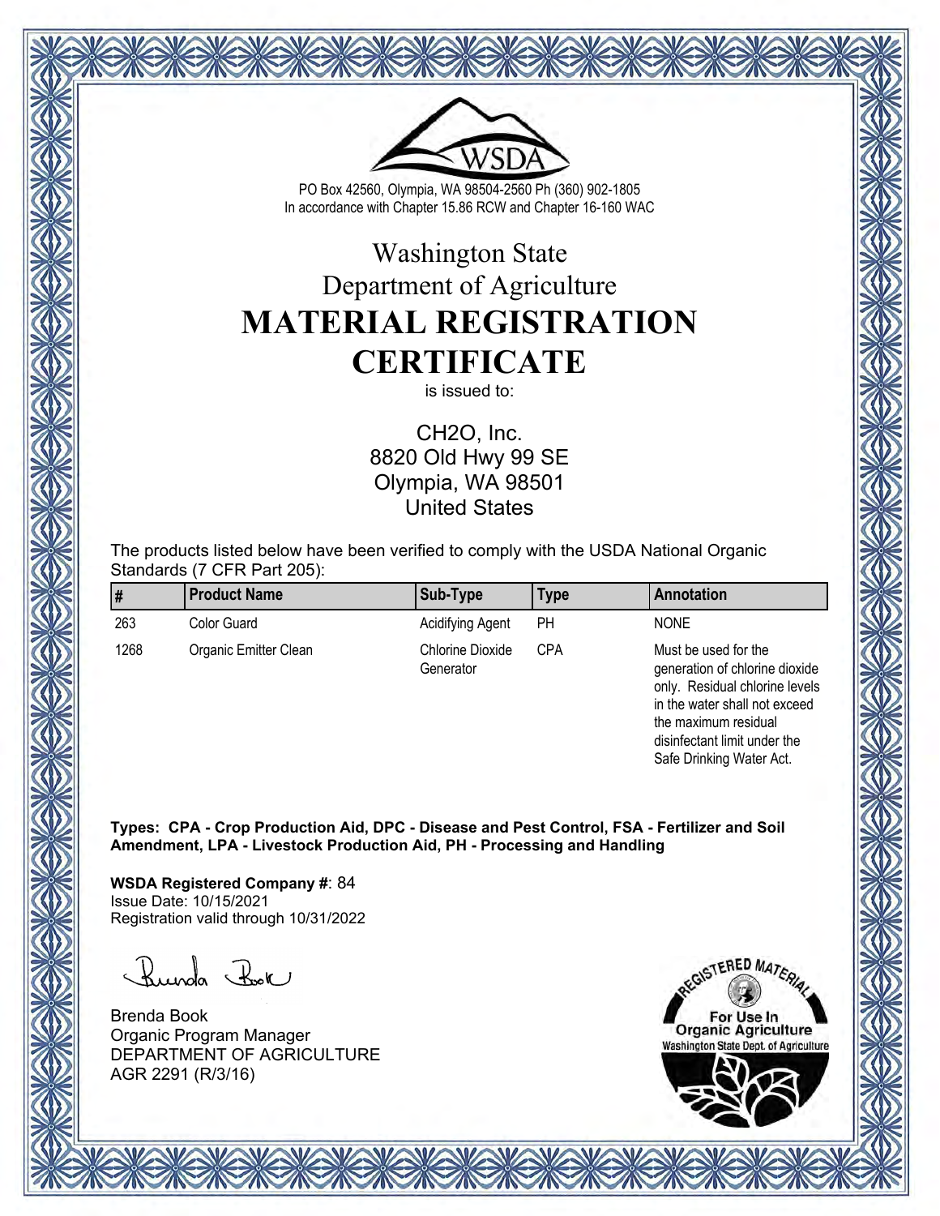PO Box 42560, Olympia, WA 98504-2560 Ph (360) 902-1805
In accordance with Chapter 15.86 RCW and Chapter 16-160 WAC

# Washington State Department of Agriculture

# MATERIAL REGISTRATION CERTIFICATE

is issued to:

CH2O, Inc.
8820 Old Hwy 99 SE
Olympia, WA 98501
United States

The products listed below have been verified to comply with the USDA National Organic Standards (7 CFR Part 205):

| # | Product Name | Sub-Type | Type | Annotation |
| --- | --- | --- | --- | --- |
| 263 | Color Guard | Acidifying Agent | PH | NONE |
| 1268 | Organic Emitter Clean | Chlorine Dioxide Generator | CPA | Must be used for the generation of chlorine dioxide only. Residual chlorine levels in the water shall not exceed the maximum residual disinfectant limit under the Safe Drinking Water Act. |

**Types: CPA - Crop Production Aid, DPC - Disease and Pest Control, FSA - Fertilizer and Soil Amendment, LPA - Livestock Production Aid, PH - Processing and Handling**

**WSDA Registered Company #**: 84
Issue Date: 10/15/2021
Registration valid through 10/31/2022

Brenda Book
Organic Program Manager
DEPARTMENT OF AGRICULTURE
AGR 2291 (R/3/16)

REGISTERED MATERIAL
For Use In Organic Agriculture
Washington State Dept. of Agriculture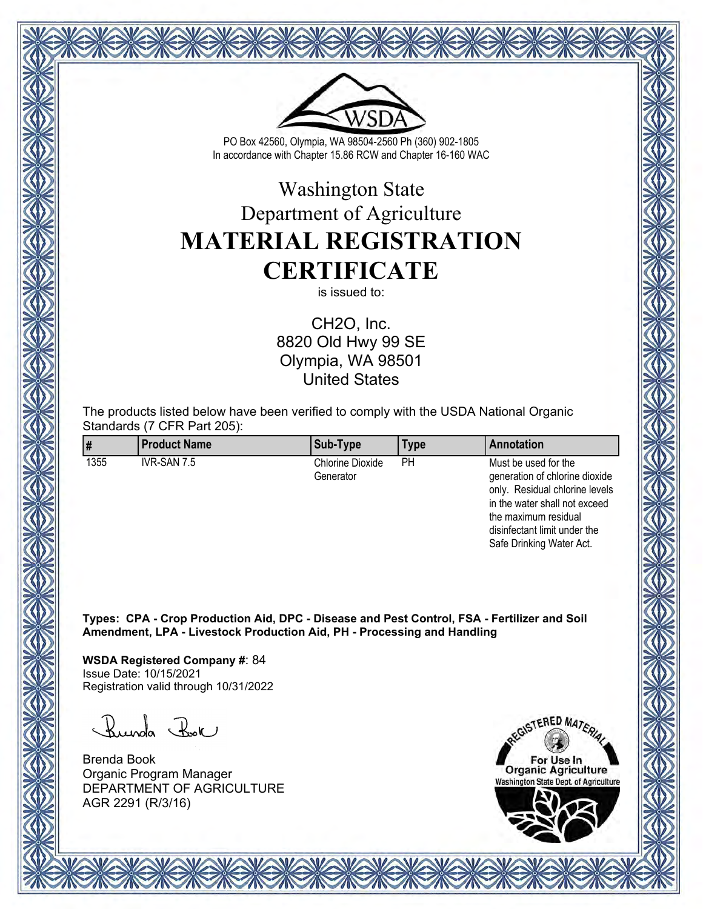PO Box 42560, Olympia, WA 98504-2560 Ph (360) 902-1805
In accordance with Chapter 15.86 RCW and Chapter 16-160 WAC

# Washington State Department of Agriculture

# MATERIAL REGISTRATION CERTIFICATE

is issued to:

CH2O, Inc.
8820 Old Hwy 99 SE
Olympia, WA 98501
United States

The products listed below have been verified to comply with the USDA National Organic Standards (7 CFR Part 205):

| # | Product Name | Sub-Type | Type | Annotation |
|---|---|---|---|---|
| 1355 | IVR-SAN 7.5 | Chlorine Dioxide Generator | PH | Must be used for the generation of chlorine dioxide only. Residual chlorine levels in the water shall not exceed the maximum residual disinfectant limit under the Safe Drinking Water Act. |

**Types: CPA - Crop Production Aid, DPC - Disease and Pest Control, FSA - Fertilizer and Soil Amendment, LPA - Livestock Production Aid, PH - Processing and Handling**

**WSDA Registered Company #**: 84
Issue Date: 10/15/2021
Registration valid through 10/31/2022

Brenda Book
Organic Program Manager
DEPARTMENT OF AGRICULTURE
AGR 2291 (R/3/16)

REGISTERED MATERIAL
For Use In
Organic Agriculture
Washington State Dept. of Agriculture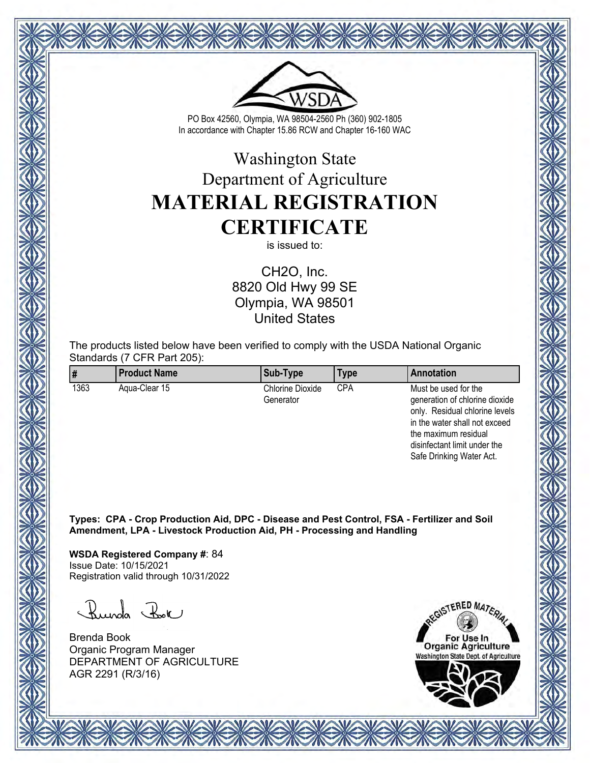PO Box 42560, Olympia, WA 98504-2560 Ph (360) 902-1805
In accordance with Chapter 15.86 RCW and Chapter 16-160 WAC

# Washington State Department of Agriculture

# MATERIAL REGISTRATION CERTIFICATE

is issued to:

CH2O, Inc.
8820 Old Hwy 99 SE
Olympia, WA 98501
United States

The products listed below have been verified to comply with the USDA National Organic Standards (7 CFR Part 205):

| # | Product Name | Sub-Type | Type | Annotation |
|---|---|---|---|---|
| 1363 | Aqua-Clear 15 | Chlorine Dioxide Generator | CPA | Must be used for the generation of chlorine dioxide only. Residual chlorine levels in the water shall not exceed the maximum residual disinfectant limit under the Safe Drinking Water Act. |

**Types: CPA - Crop Production Aid, DPC - Disease and Pest Control, FSA - Fertilizer and Soil Amendment, LPA - Livestock Production Aid, PH - Processing and Handling**

**WSDA Registered Company #**: 84
Issue Date: 10/15/2021
Registration valid through 10/31/2022

Brenda Book
Organic Program Manager
DEPARTMENT OF AGRICULTURE
AGR 2291 (R/3/16)

REGISTERED MATERIAL
For Use In
Organic Agriculture
Washington State Dept. of Agriculture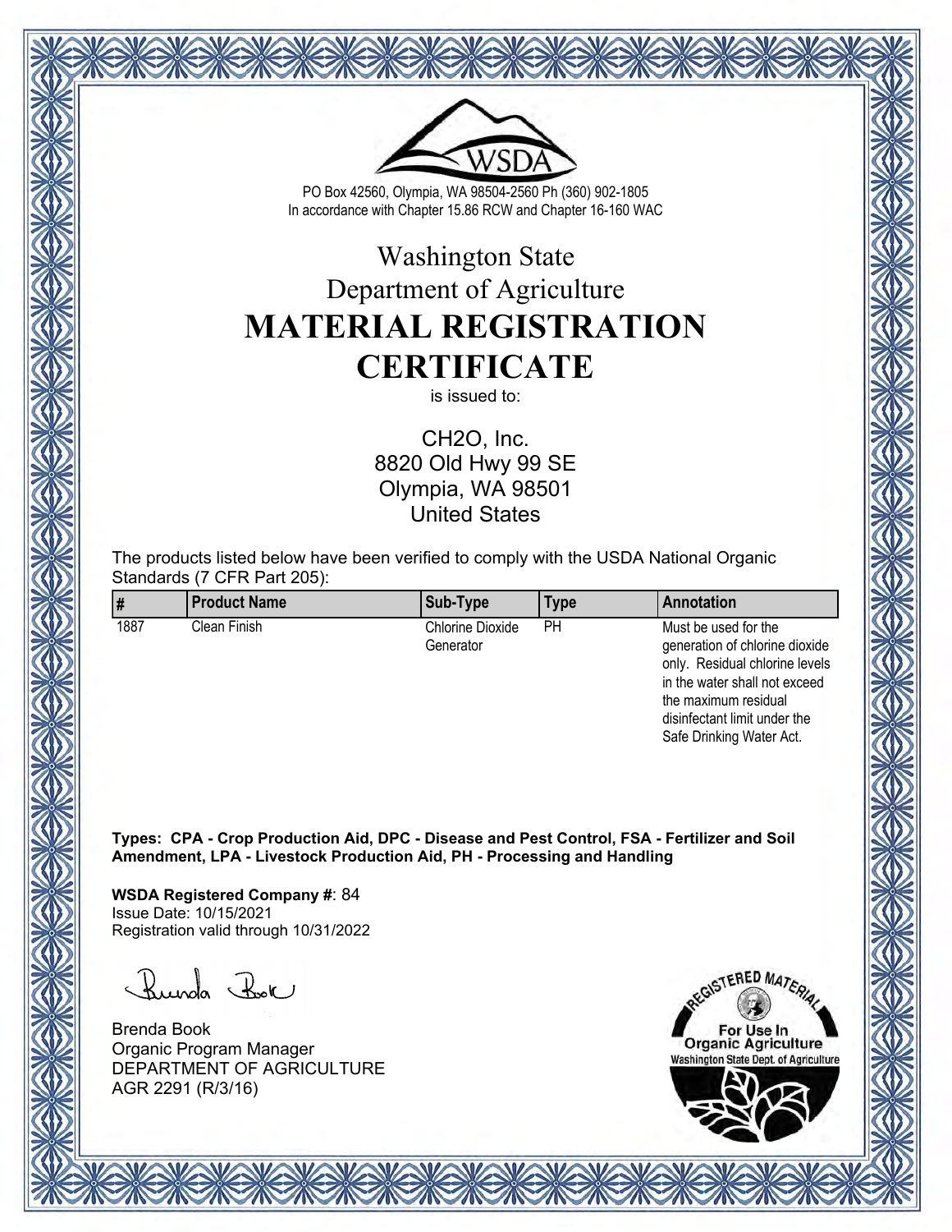PO Box 42560, Olympia, WA 98504-2560 Ph (360) 902-1805
In accordance with Chapter 15.86 RCW and Chapter 16-160 WAC

# Washington State Department of Agriculture

# MATERIAL REGISTRATION CERTIFICATE

is issued to:

CH2O, Inc.
8820 Old Hwy 99 SE
Olympia, WA 98501
United States

The products listed below have been verified to comply with the USDA National Organic Standards (7 CFR Part 205):

| # | Product Name | Sub-Type | Type | Annotation |
|---|---|---|---|---|
| 1887 | Clean Finish | Chlorine Dioxide Generator | PH | Must be used for the generation of chlorine dioxide only. Residual chlorine levels in the water shall not exceed the maximum residual disinfectant limit under the Safe Drinking Water Act. |

**Types: CPA - Crop Production Aid, DPC - Disease and Pest Control, FSA - Fertilizer and Soil Amendment, LPA - Livestock Production Aid, PH - Processing and Handling**

**WSDA Registered Company #**: 84
Issue Date: 10/15/2021
Registration valid through 10/31/2022

Brenda Book
Organic Program Manager
DEPARTMENT OF AGRICULTURE
AGR 2291 (R/3/16)

REGISTERED MATERIAL
For Use In Organic Agriculture
Washington State Dept. of Agriculture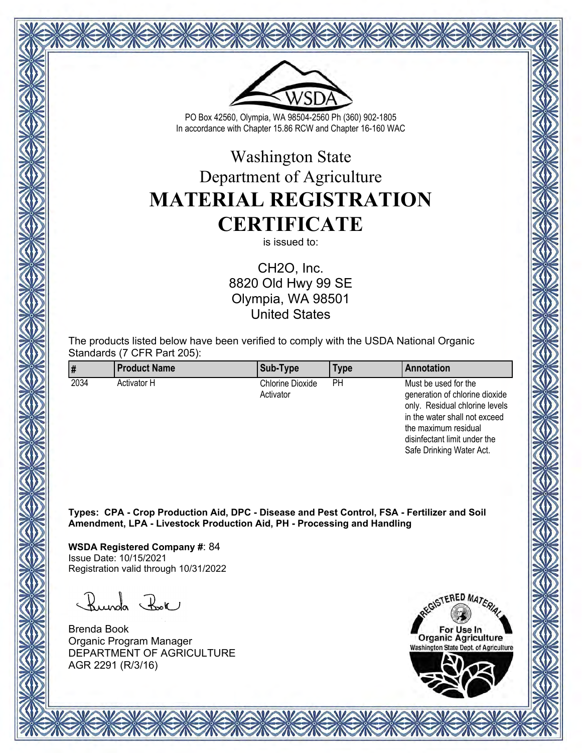PO Box 42560, Olympia, WA 98504-2560 Ph (360) 902-1805
In accordance with Chapter 15.86 RCW and Chapter 16-160 WAC

# Washington State Department of Agriculture

# MATERIAL REGISTRATION CERTIFICATE

is issued to:

CH2O, Inc.
8820 Old Hwy 99 SE
Olympia, WA 98501
United States

The products listed below have been verified to comply with the USDA National Organic Standards (7 CFR Part 205):

| # | Product Name | Sub-Type | Type | Annotation |
|---|---|---|---|---|
| 2034 | Activator H | Chlorine Dioxide Activator | PH | Must be used for the generation of chlorine dioxide only. Residual chlorine levels in the water shall not exceed the maximum residual disinfectant limit under the Safe Drinking Water Act. |

**Types: CPA - Crop Production Aid, DPC - Disease and Pest Control, FSA - Fertilizer and Soil Amendment, LPA - Livestock Production Aid, PH - Processing and Handling**

**WSDA Registered Company #**: 84
Issue Date: 10/15/2021
Registration valid through 10/31/2022

Brenda Book
Organic Program Manager
DEPARTMENT OF AGRICULTURE
AGR 2291 (R/3/16)

REGISTERED MATERIAL
For Use In
Organic Agriculture
Washington State Dept. of Agriculture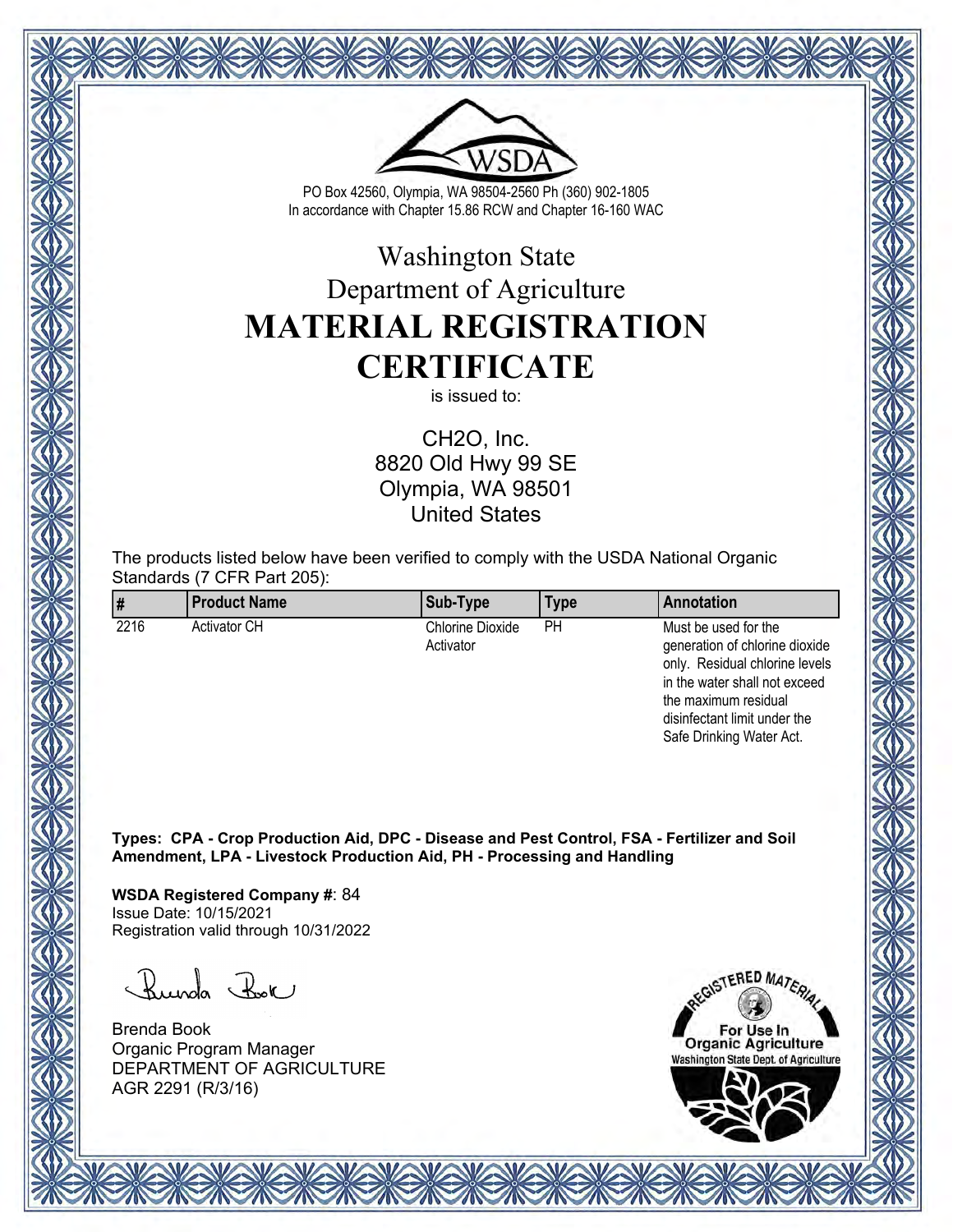PO Box 42560, Olympia, WA 98504-2560 Ph (360) 902-1805
In accordance with Chapter 15.86 RCW and Chapter 16-160 WAC

# Washington State Department of Agriculture

# MATERIAL REGISTRATION CERTIFICATE

is issued to:

CH2O, Inc.
8820 Old Hwy 99 SE
Olympia, WA 98501
United States

The products listed below have been verified to comply with the USDA National Organic Standards (7 CFR Part 205):

| # | Product Name | Sub-Type | Type | Annotation |
|---|---|---|---|---|
| 2216 | Activator CH | Chlorine Dioxide Activator | PH | Must be used for the generation of chlorine dioxide only. Residual chlorine levels in the water shall not exceed the maximum residual disinfectant limit under the Safe Drinking Water Act. |

**Types: CPA - Crop Production Aid, DPC - Disease and Pest Control, FSA - Fertilizer and Soil Amendment, LPA - Livestock Production Aid, PH - Processing and Handling**

**WSDA Registered Company #**: 84
Issue Date: 10/15/2021
Registration valid through 10/31/2022

Brenda Book
Organic Program Manager
DEPARTMENT OF AGRICULTURE
AGR 2291 (R/3/16)

REGISTERED MATERIAL
For Use In Organic Agriculture
Washington State Dept. of Agriculture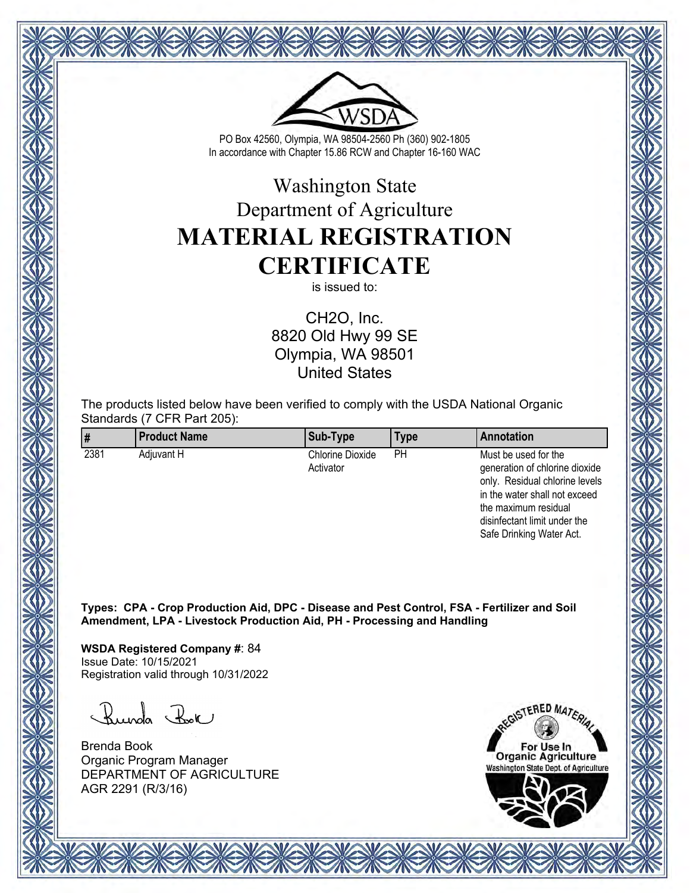WSDA

PO Box 42560, Olympia, WA 98504-2560 Ph (360) 902-1805
In accordance with Chapter 15.86 RCW and Chapter 16-160 WAC

# Washington State Department of Agriculture

# MATERIAL REGISTRATION CERTIFICATE

is issued to:

CH2O, Inc.
8820 Old Hwy 99 SE
Olympia, WA 98501
United States

The products listed below have been verified to comply with the USDA National Organic Standards (7 CFR Part 205):

| # | Product Name | Sub-Type | Type | Annotation |
|---|---|---|---|---|
| 2381 | Adjuvant H | Chlorine Dioxide Activator | PH | Must be used for the generation of chlorine dioxide only. Residual chlorine levels in the water shall not exceed the maximum residual disinfectant limit under the Safe Drinking Water Act. |

**Types: CPA - Crop Production Aid, DPC - Disease and Pest Control, FSA - Fertilizer and Soil Amendment, LPA - Livestock Production Aid, PH - Processing and Handling**

**WSDA Registered Company #**: 84
Issue Date: 10/15/2021
Registration valid through 10/31/2022

Brenda Book
Organic Program Manager
DEPARTMENT OF AGRICULTURE
AGR 2291 (R/3/16)

REGISTERED MATERIAL
For Use In Organic Agriculture
Washington State Dept. of Agriculture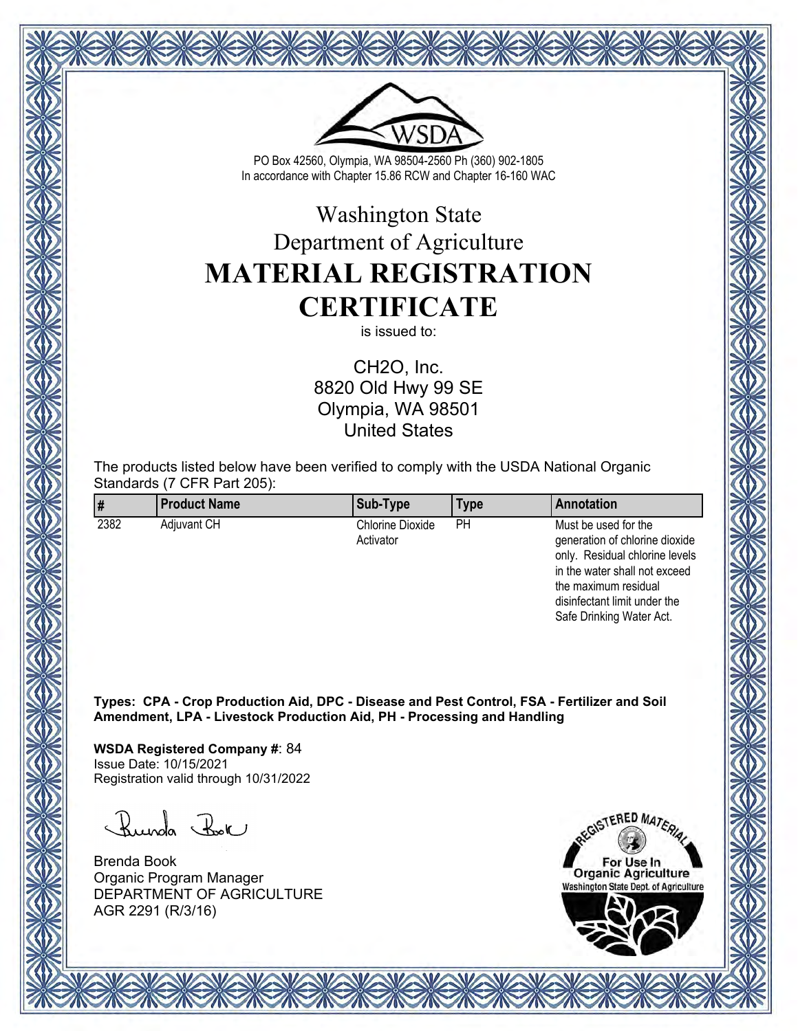PO Box 42560, Olympia, WA 98504-2560 Ph (360) 902-1805
In accordance with Chapter 15.86 RCW and Chapter 16-160 WAC

# Washington State
# Department of Agriculture
# MATERIAL REGISTRATION CERTIFICATE

is issued to:

CH2O, Inc.
8820 Old Hwy 99 SE
Olympia, WA 98501
United States

The products listed below have been verified to comply with the USDA National Organic Standards (7 CFR Part 205):

| # | Product Name | Sub-Type | Type | Annotation |
|---|---|---|---|---|
| 2382 | Adjuvant CH | Chlorine Dioxide Activator | PH | Must be used for the generation of chlorine dioxide only. Residual chlorine levels in the water shall not exceed the maximum residual disinfectant limit under the Safe Drinking Water Act. |

**Types: CPA - Crop Production Aid, DPC - Disease and Pest Control, FSA - Fertilizer and Soil Amendment, LPA - Livestock Production Aid, PH - Processing and Handling**

**WSDA Registered Company #**: 84
Issue Date: 10/15/2021
Registration valid through 10/31/2022

Brenda Book
Organic Program Manager
DEPARTMENT OF AGRICULTURE
AGR 2291 (R/3/16)

REGISTERED MATERIAL
For Use In
Organic Agriculture
Washington State Dept. of Agriculture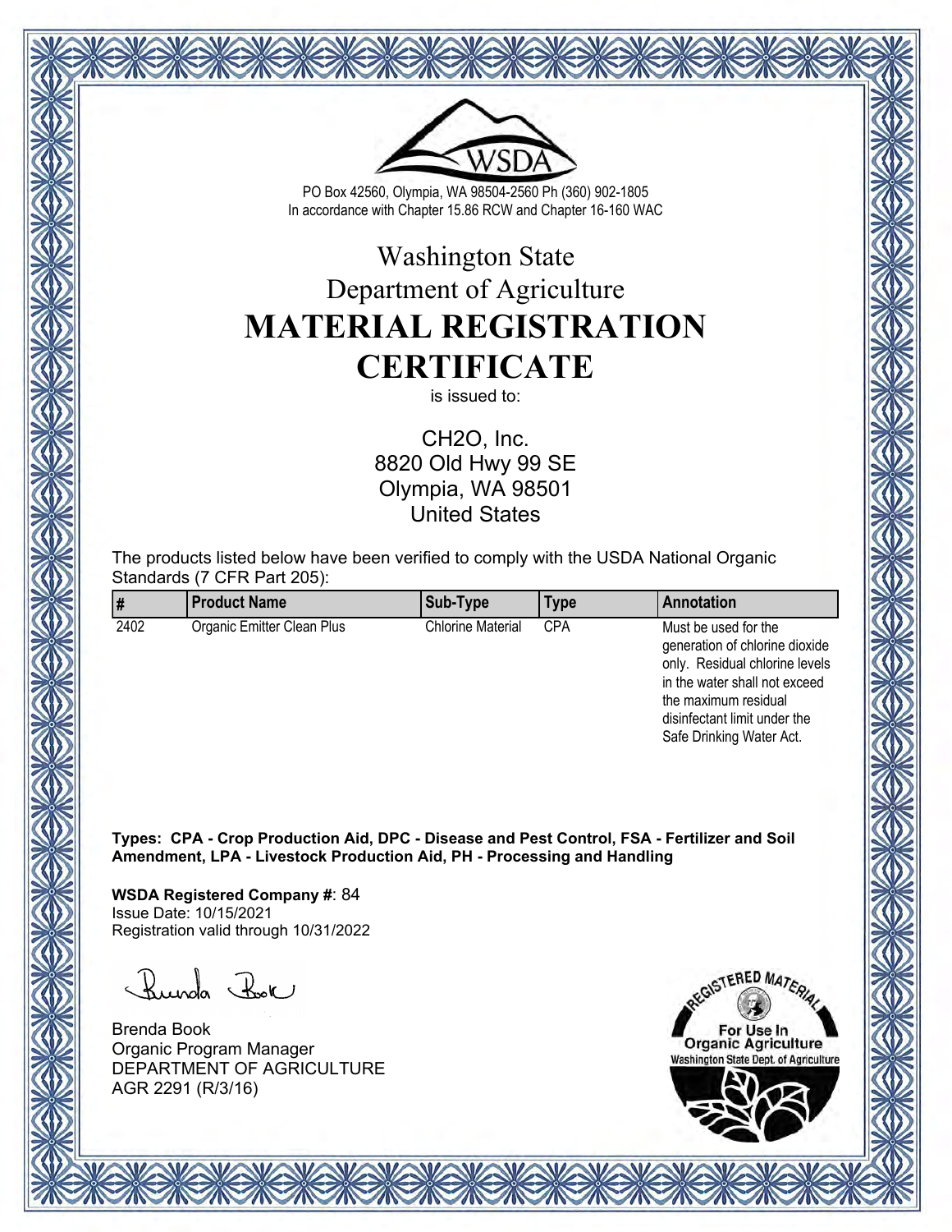PO Box 42560, Olympia, WA 98504-2560 Ph (360) 902-1805
In accordance with Chapter 15.86 RCW and Chapter 16-160 WAC

# Washington State Department of Agriculture

# MATERIAL REGISTRATION CERTIFICATE

is issued to:

CH2O, Inc.
8820 Old Hwy 99 SE
Olympia, WA 98501
United States

The products listed below have been verified to comply with the USDA National Organic Standards (7 CFR Part 205):

| # | Product Name | Sub-Type | Type | Annotation |
|---|---|---|---|---|
| 2402 | Organic Emitter Clean Plus | Chlorine Material | CPA | Must be used for the generation of chlorine dioxide only. Residual chlorine levels in the water shall not exceed the maximum residual disinfectant limit under the Safe Drinking Water Act. |

**Types: CPA - Crop Production Aid, DPC - Disease and Pest Control, FSA - Fertilizer and Soil Amendment, LPA - Livestock Production Aid, PH - Processing and Handling**

**WSDA Registered Company #**: 84
Issue Date: 10/15/2021
Registration valid through 10/31/2022

Brenda Book
Organic Program Manager
DEPARTMENT OF AGRICULTURE
AGR 2291 (R/3/16)

REGISTERED MATERIAL
For Use In
Organic Agriculture
Washington State Dept. of Agriculture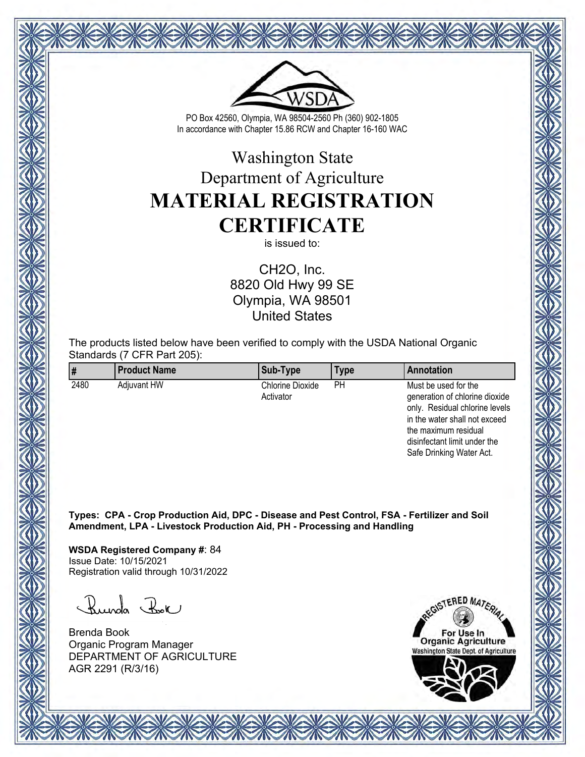PO Box 42560, Olympia, WA 98504-2560 Ph (360) 902-1805
In accordance with Chapter 15.86 RCW and Chapter 16-160 WAC

# Washington State Department of Agriculture

# MATERIAL REGISTRATION CERTIFICATE

is issued to:

CH2O, Inc.
8820 Old Hwy 99 SE
Olympia, WA 98501
United States

The products listed below have been verified to comply with the USDA National Organic Standards (7 CFR Part 205):

| # | Product Name | Sub-Type | Type | Annotation |
|---|---|---|---|---|
| 2480 | Adjuvant HW | Chlorine Dioxide Activator | PH | Must be used for the generation of chlorine dioxide only. Residual chlorine levels in the water shall not exceed the maximum residual disinfectant limit under the Safe Drinking Water Act. |

**Types: CPA - Crop Production Aid, DPC - Disease and Pest Control, FSA - Fertilizer and Soil Amendment, LPA - Livestock Production Aid, PH - Processing and Handling**

**WSDA Registered Company #**: 84
Issue Date: 10/15/2021
Registration valid through 10/31/2022

Brenda Book
Organic Program Manager
DEPARTMENT OF AGRICULTURE
AGR 2291 (R/3/16)

REGISTERED MATERIAL
For Use In Organic Agriculture
Washington State Dept. of Agriculture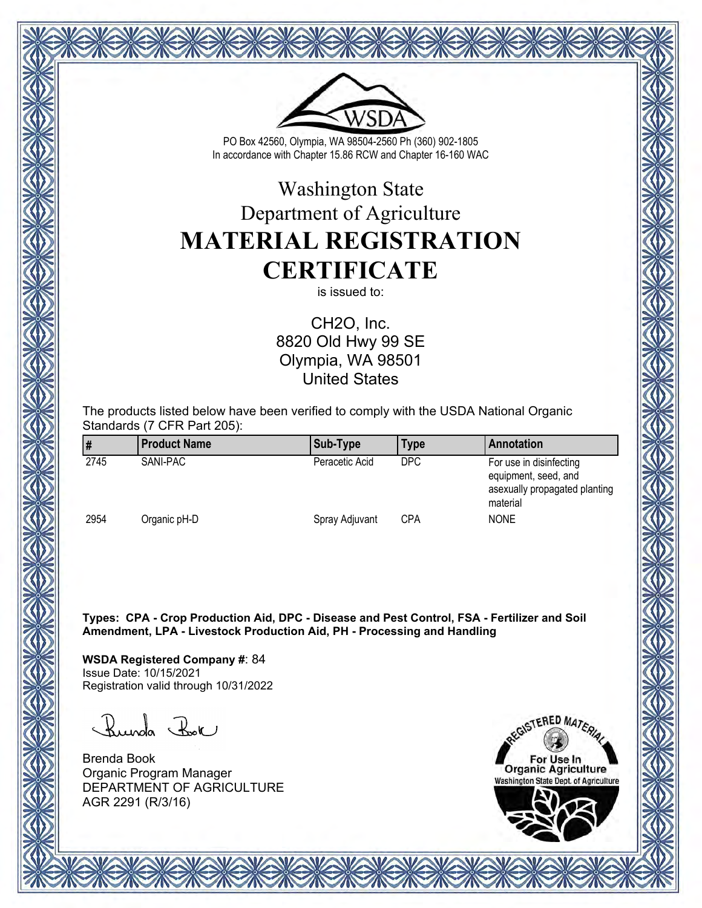PO Box 42560, Olympia, WA 98504-2560 Ph (360) 902-1805
In accordance with Chapter 15.86 RCW and Chapter 16-160 WAC

# Washington State Department of Agriculture

# MATERIAL REGISTRATION CERTIFICATE

is issued to:

CH2O, Inc.
8820 Old Hwy 99 SE
Olympia, WA 98501
United States

The products listed below have been verified to comply with the USDA National Organic Standards (7 CFR Part 205):

| # | Product Name | Sub-Type | Type | Annotation |
|---|---|---|---|---|
| 2745 | SANI-PAC | Peracetic Acid | DPC | For use in disinfecting equipment, seed, and asexually propagated planting material |
| 2954 | Organic pH-D | Spray Adjuvant | CPA | NONE |

**Types: CPA - Crop Production Aid, DPC - Disease and Pest Control, FSA - Fertilizer and Soil Amendment, LPA - Livestock Production Aid, PH - Processing and Handling**

**WSDA Registered Company #**: 84
Issue Date: 10/15/2021
Registration valid through 10/31/2022

Brenda Book
Organic Program Manager
DEPARTMENT OF AGRICULTURE
AGR 2291 (R/3/16)

REGISTERED MATERIAL
For Use In Organic Agriculture
Washington State Dept. of Agriculture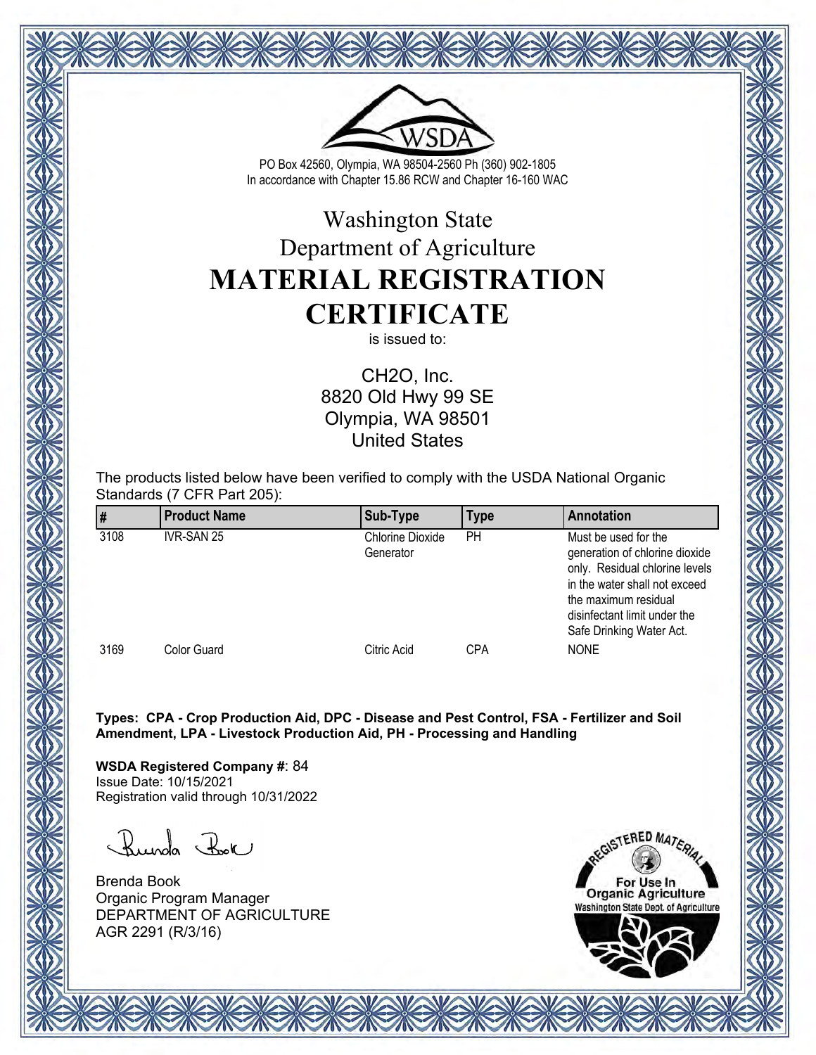WSDA

PO Box 42560, Olympia, WA 98504-2560 Ph (360) 902-1805
In accordance with Chapter 15.86 RCW and Chapter 16-160 WAC

# Washington State Department of Agriculture

# MATERIAL REGISTRATION CERTIFICATE

is issued to:

CH2O, Inc.
8820 Old Hwy 99 SE
Olympia, WA 98501
United States

The products listed below have been verified to comply with the USDA National Organic Standards (7 CFR Part 205):

| # | Product Name | Sub-Type | Type | Annotation |
|---|---|---|---|---|
| 3108 | IVR-SAN 25 | Chlorine Dioxide Generator | PH | Must be used for the generation of chlorine dioxide only. Residual chlorine levels in the water shall not exceed the maximum residual disinfectant limit under the Safe Drinking Water Act. |
| 3169 | Color Guard | Citric Acid | CPA | NONE |

**Types: CPA - Crop Production Aid, DPC - Disease and Pest Control, FSA - Fertilizer and Soil Amendment, LPA - Livestock Production Aid, PH - Processing and Handling**

**WSDA Registered Company #**: 84
Issue Date: 10/15/2021
Registration valid through 10/31/2022

Brenda Book
Organic Program Manager
DEPARTMENT OF AGRICULTURE
AGR 2291 (R/3/16)

REGISTERED MATERIAL
For Use In Organic Agriculture
Washington State Dept. of Agriculture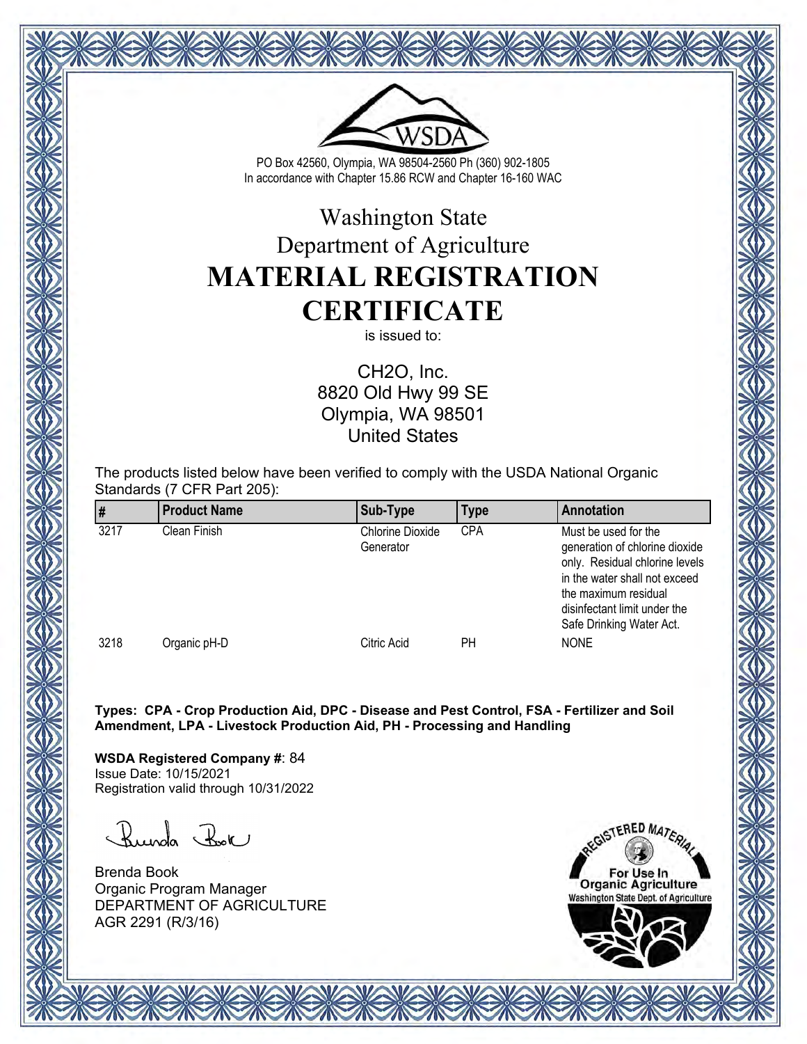PO Box 42560, Olympia, WA 98504-2560 Ph (360) 902-1805
In accordance with Chapter 15.86 RCW and Chapter 16-160 WAC

# Washington State
# Department of Agriculture
# MATERIAL REGISTRATION CERTIFICATE

is issued to:

CH2O, Inc.
8820 Old Hwy 99 SE
Olympia, WA 98501
United States

The products listed below have been verified to comply with the USDA National Organic Standards (7 CFR Part 205):

| # | Product Name | Sub-Type | Type | Annotation |
|---|---|---|---|---|
| 3217 | Clean Finish | Chlorine Dioxide Generator | CPA | Must be used for the generation of chlorine dioxide only. Residual chlorine levels in the water shall not exceed the maximum residual disinfectant limit under the Safe Drinking Water Act. |
| 3218 | Organic pH-D | Citric Acid | PH | NONE |

**Types: CPA - Crop Production Aid, DPC - Disease and Pest Control, FSA - Fertilizer and Soil Amendment, LPA - Livestock Production Aid, PH - Processing and Handling**

**WSDA Registered Company #**: 84
Issue Date: 10/15/2021
Registration valid through 10/31/2022

Brenda Book
Organic Program Manager
DEPARTMENT OF AGRICULTURE
AGR 2291 (R/3/16)

REGISTERED MATERIAL
For Use In Organic Agriculture
Washington State Dept. of Agriculture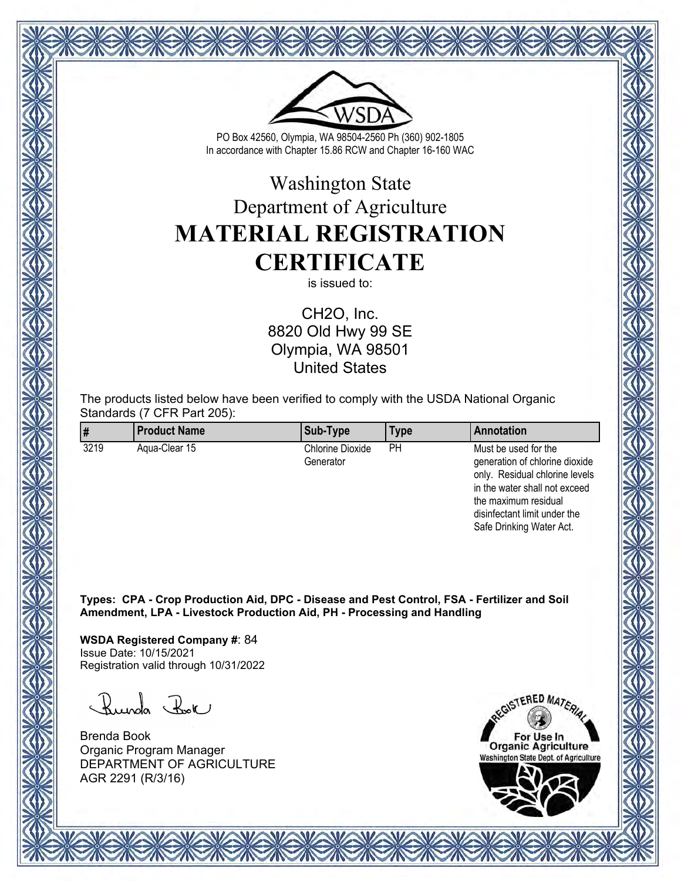PO Box 42560, Olympia, WA 98504-2560 Ph (360) 902-1805
In accordance with Chapter 15.86 RCW and Chapter 16-160 WAC

# Washington State
# Department of Agriculture
# MATERIAL REGISTRATION CERTIFICATE

is issued to:

CH2O, Inc.
8820 Old Hwy 99 SE
Olympia, WA 98501
United States

The products listed below have been verified to comply with the USDA National Organic Standards (7 CFR Part 205):

| # | Product Name | Sub-Type | Type | Annotation |
|---|---|---|---|---|
| 3219 | Aqua-Clear 15 | Chlorine Dioxide Generator | PH | Must be used for the generation of chlorine dioxide only. Residual chlorine levels in the water shall not exceed the maximum residual disinfectant limit under the Safe Drinking Water Act. |

**Types: CPA - Crop Production Aid, DPC - Disease and Pest Control, FSA - Fertilizer and Soil Amendment, LPA - Livestock Production Aid, PH - Processing and Handling**

**WSDA Registered Company #**: 84
Issue Date: 10/15/2021
Registration valid through 10/31/2022

Brenda Book
Organic Program Manager
DEPARTMENT OF AGRICULTURE
AGR 2291 (R/3/16)

REGISTERED MATERIAL
For Use In
Organic Agriculture
Washington State Dept. of Agriculture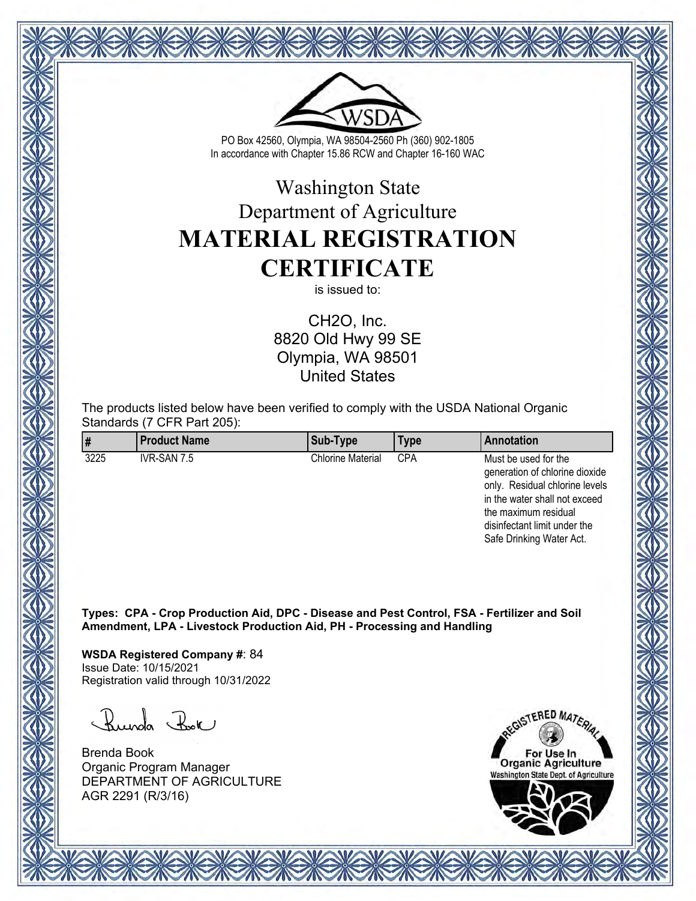PO Box 42560, Olympia, WA 98504-2560 Ph (360) 902-1805
In accordance with Chapter 15.86 RCW and Chapter 16-160 WAC

# Washington State
# Department of Agriculture
# MATERIAL REGISTRATION CERTIFICATE

is issued to:

CH2O, Inc.
8820 Old Hwy 99 SE
Olympia, WA 98501
United States

The products listed below have been verified to comply with the USDA National Organic Standards (7 CFR Part 205):

| # | Product Name | Sub-Type | Type | Annotation |
|---|---|---|---|---|
| 3225 | IVR-SAN 7.5 | Chlorine Material | CPA | Must be used for the generation of chlorine dioxide only. Residual chlorine levels in the water shall not exceed the maximum residual disinfectant limit under the Safe Drinking Water Act. |

**Types: CPA - Crop Production Aid, DPC - Disease and Pest Control, FSA - Fertilizer and Soil Amendment, LPA - Livestock Production Aid, PH - Processing and Handling**

**WSDA Registered Company #**: 84
Issue Date: 10/15/2021
Registration valid through 10/31/2022

Brenda Book
Organic Program Manager
DEPARTMENT OF AGRICULTURE
AGR 2291 (R/3/16)

REGISTERED MATERIAL
For Use In
Organic Agriculture
Washington State Dept. of Agriculture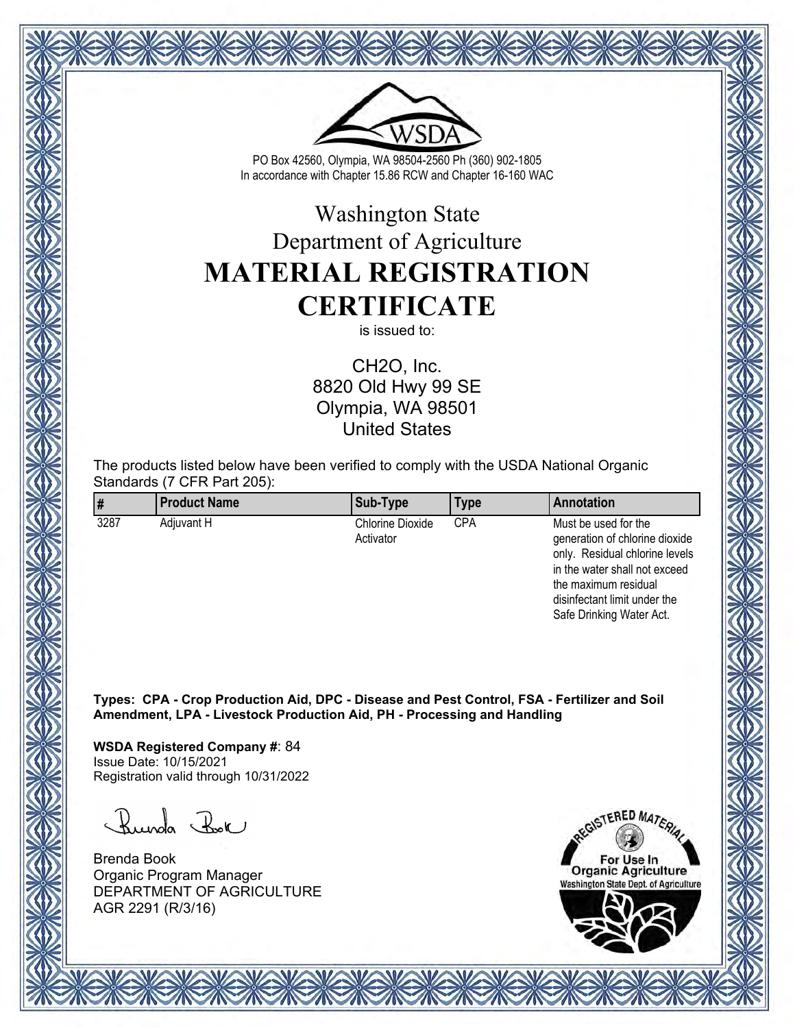PO Box 42560, Olympia, WA 98504-2560 Ph (360) 902-1805
In accordance with Chapter 15.86 RCW and Chapter 16-160 WAC

# Washington State
# Department of Agriculture
# MATERIAL REGISTRATION CERTIFICATE

is issued to:

CH2O, Inc.
8820 Old Hwy 99 SE
Olympia, WA 98501
United States

The products listed below have been verified to comply with the USDA National Organic Standards (7 CFR Part 205):

| # | Product Name | Sub-Type | Type | Annotation |
|---|---|---|---|---|
| 3287 | Adjuvant H | Chlorine Dioxide Activator | CPA | Must be used for the generation of chlorine dioxide only. Residual chlorine levels in the water shall not exceed the maximum residual disinfectant limit under the Safe Drinking Water Act. |

**Types: CPA - Crop Production Aid, DPC - Disease and Pest Control, FSA - Fertilizer and Soil Amendment, LPA - Livestock Production Aid, PH - Processing and Handling**

**WSDA Registered Company #**: 84
Issue Date: 10/15/2021
Registration valid through 10/31/2022

Brenda Book
Organic Program Manager
DEPARTMENT OF AGRICULTURE
AGR 2291 (R/3/16)

REGISTERED MATERIAL
For Use In
Organic Agriculture
Washington State Dept. of Agriculture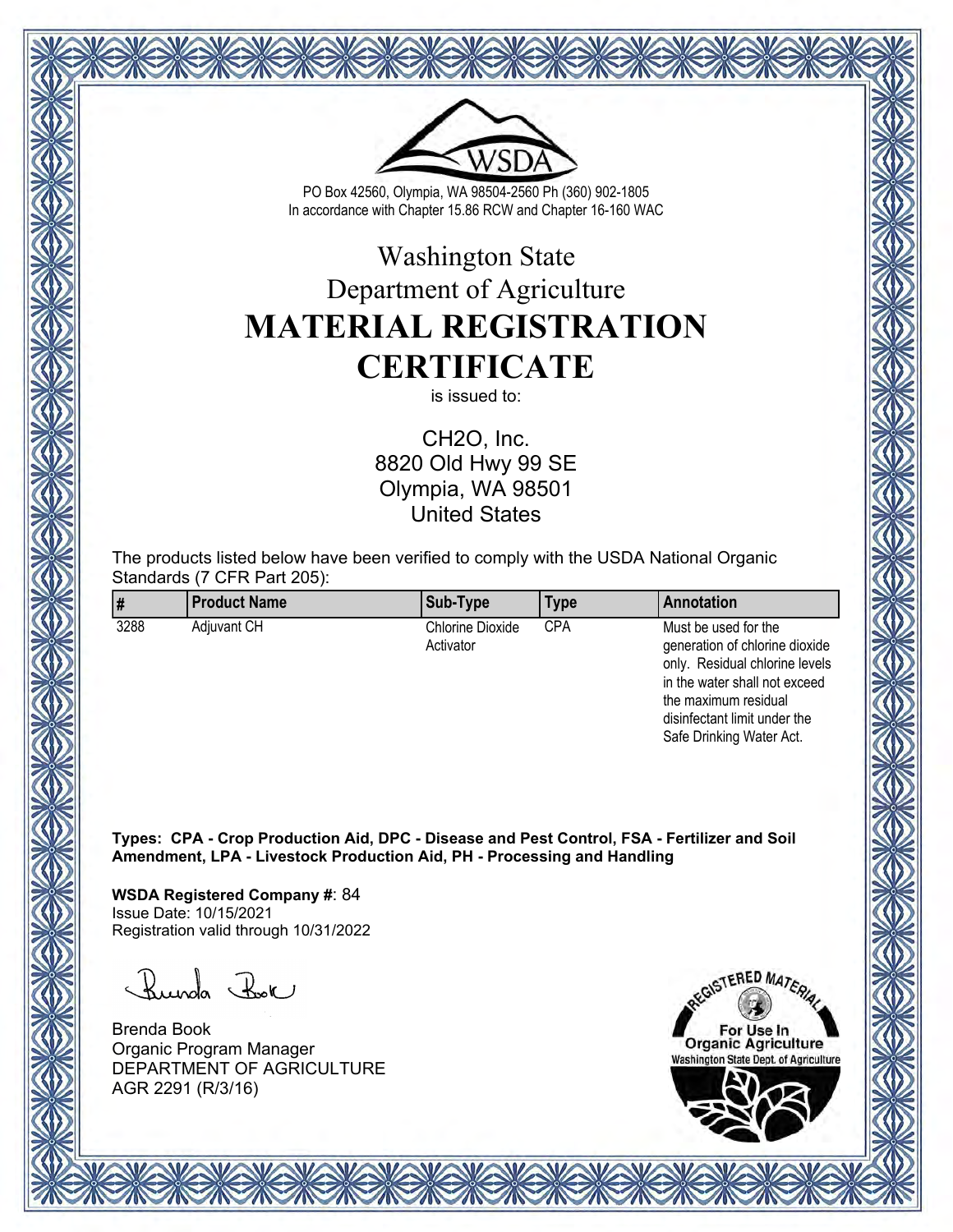PO Box 42560, Olympia, WA 98504-2560 Ph (360) 902-1805
In accordance with Chapter 15.86 RCW and Chapter 16-160 WAC

# Washington State
# Department of Agriculture
# MATERIAL REGISTRATION CERTIFICATE

is issued to:

CH2O, Inc.
8820 Old Hwy 99 SE
Olympia, WA 98501
United States

The products listed below have been verified to comply with the USDA National Organic Standards (7 CFR Part 205):

| # | Product Name | Sub-Type | Type | Annotation |
|---|---|---|---|---|
| 3288 | Adjuvant CH | Chlorine Dioxide Activator | CPA | Must be used for the generation of chlorine dioxide only. Residual chlorine levels in the water shall not exceed the maximum residual disinfectant limit under the Safe Drinking Water Act. |

**Types: CPA - Crop Production Aid, DPC - Disease and Pest Control, FSA - Fertilizer and Soil Amendment, LPA - Livestock Production Aid, PH - Processing and Handling**

**WSDA Registered Company #**: 84
Issue Date: 10/15/2021
Registration valid through 10/31/2022

Brenda Book
Organic Program Manager
DEPARTMENT OF AGRICULTURE
AGR 2291 (R/3/16)

REGISTERED MATERIAL
For Use In
Organic Agriculture
Washington State Dept. of Agriculture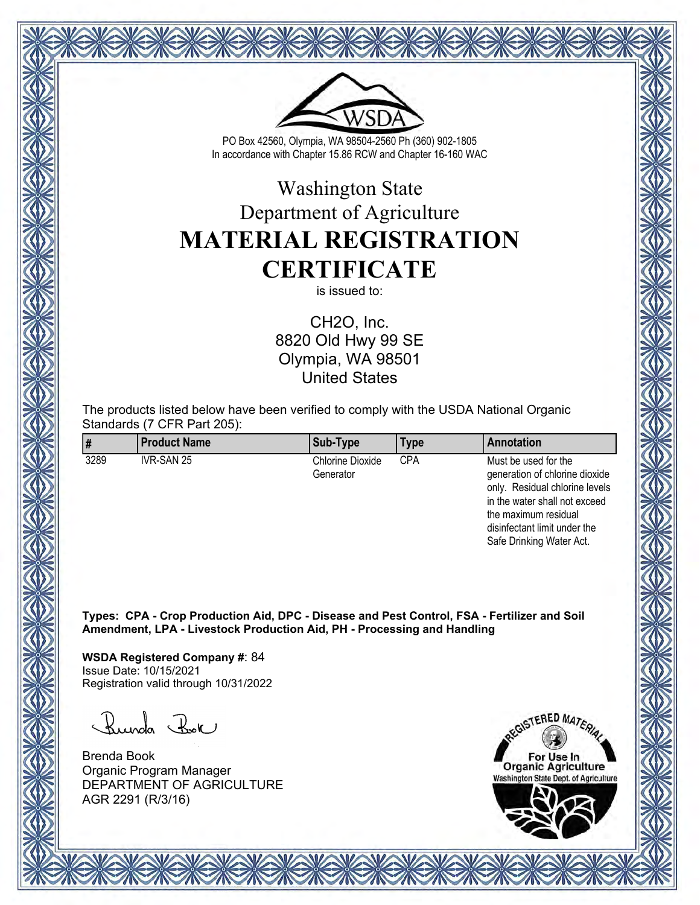PO Box 42560, Olympia, WA 98504-2560 Ph (360) 902-1805
In accordance with Chapter 15.86 RCW and Chapter 16-160 WAC

# Washington State Department of Agriculture

# MATERIAL REGISTRATION CERTIFICATE

is issued to:

CH2O, Inc.
8820 Old Hwy 99 SE
Olympia, WA 98501
United States

The products listed below have been verified to comply with the USDA National Organic Standards (7 CFR Part 205):

| # | Product Name | Sub-Type | Type | Annotation |
|---|---|---|---|---|
| 3289 | IVR-SAN 25 | Chlorine Dioxide Generator | CPA | Must be used for the generation of chlorine dioxide only. Residual chlorine levels in the water shall not exceed the maximum residual disinfectant limit under the Safe Drinking Water Act. |

**Types: CPA - Crop Production Aid, DPC - Disease and Pest Control, FSA - Fertilizer and Soil Amendment, LPA - Livestock Production Aid, PH - Processing and Handling**

**WSDA Registered Company #**: 84
Issue Date: 10/15/2021
Registration valid through 10/31/2022

Brenda Book
Organic Program Manager
DEPARTMENT OF AGRICULTURE
AGR 2291 (R/3/16)

REGISTERED MATERIAL
For Use In
Organic Agriculture
Washington State Dept. of Agriculture